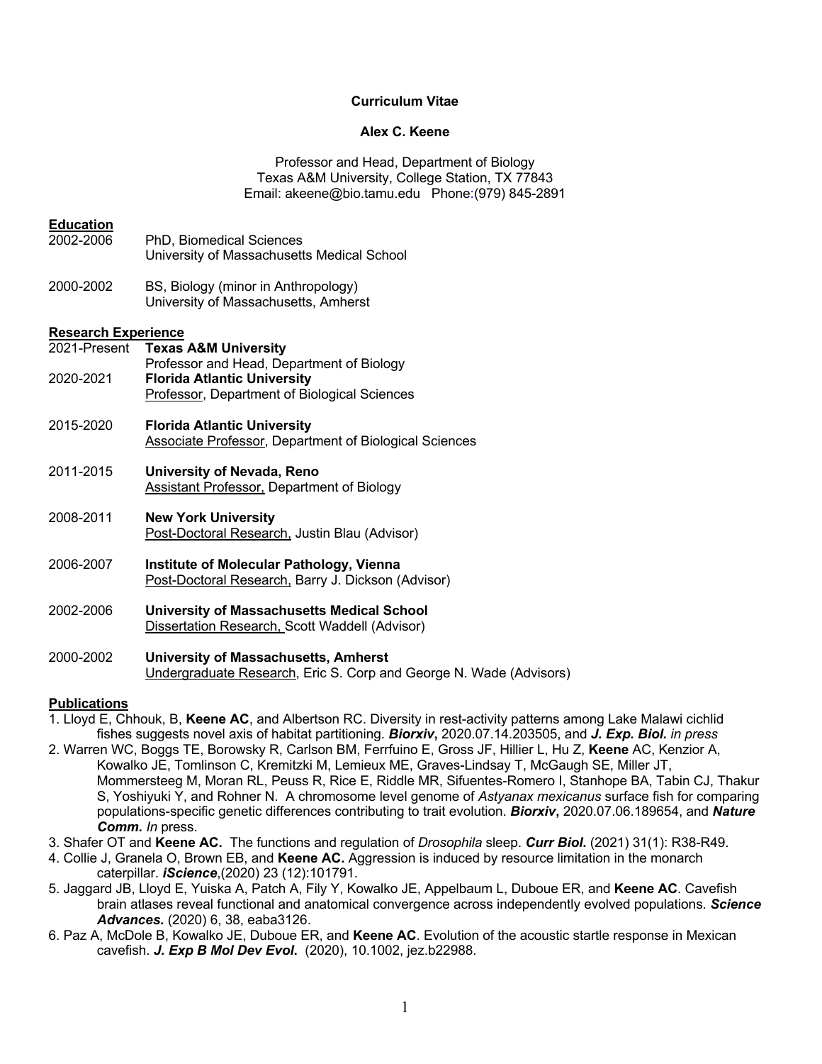**Curriculum Vitae**

**Alex C. Keene**

Professor and Head, Department of Biology
Texas A&M University, College Station, TX 77843
Email: akeene@bio.tamu.edu Phone:(979) 845-2891

## Education

2002-2006 PhD, Biomedical Sciences
University of Massachusetts Medical School

2000-2002 BS, Biology (minor in Anthropology)
University of Massachusetts, Amherst

## Research Experience

2021-Present **Texas A&M University**
Professor and Head, Department of Biology

2020-2021 **Florida Atlantic University**
Professor, Department of Biological Sciences

2015-2020 **Florida Atlantic University**
Associate Professor, Department of Biological Sciences

2011-2015 **University of Nevada, Reno**
Assistant Professor, Department of Biology

2008-2011 **New York University**
Post-Doctoral Research, Justin Blau (Advisor)

2006-2007 **Institute of Molecular Pathology, Vienna**
Post-Doctoral Research, Barry J. Dickson (Advisor)

2002-2006 **University of Massachusetts Medical School**
Dissertation Research, Scott Waddell (Advisor)

2000-2002 **University of Massachusetts, Amherst**
Undergraduate Research, Eric S. Corp and George N. Wade (Advisors)

## Publications

1. Lloyd E, Chhouk, B, **Keene AC**, and Albertson RC. Diversity in rest-activity patterns among Lake Malawi cichlid fishes suggests novel axis of habitat partitioning. ***Biorxiv*,** 2020.07.14.203505, and ***J. Exp. Biol.*** *in press*
2. Warren WC, Boggs TE, Borowsky R, Carlson BM, Ferrfuino E, Gross JF, Hillier L, Hu Z, **Keene** AC, Kenzior A, Kowalko JE, Tomlinson C, Kremitzki M, Lemieux ME, Graves-Lindsay T, McGaugh SE, Miller JT, Mommersteeg M, Moran RL, Peuss R, Rice E, Riddle MR, Sifuentes-Romero I, Stanhope BA, Tabin CJ, Thakur S, Yoshiyuki Y, and Rohner N. A chromosome level genome of *Astyanax mexicanus* surface fish for comparing populations-specific genetic differences contributing to trait evolution. ***Biorxiv*,** 2020.07.06.189654, and ***Nature Comm.*** *In* press.
3. Shafer OT and **Keene AC.** The functions and regulation of *Drosophila* sleep. ***Curr Biol*.** (2021) 31(1): R38-R49.
4. Collie J, Granela O, Brown EB, and **Keene AC.** Aggression is induced by resource limitation in the monarch caterpillar. ***iScience***,(2020) 23 (12):101791.
5. Jaggard JB, Lloyd E, Yuiska A, Patch A, Fily Y, Kowalko JE, Appelbaum L, Duboue ER, and **Keene AC**. Cavefish brain atlases reveal functional and anatomical convergence across independently evolved populations. ***Science Advances.*** (2020) 6, 38, eaba3126.
6. Paz A, McDole B, Kowalko JE, Duboue ER, and **Keene AC**. Evolution of the acoustic startle response in Mexican cavefish. ***J. Exp B Mol Dev Evol*.** (2020), 10.1002, jez.b22988.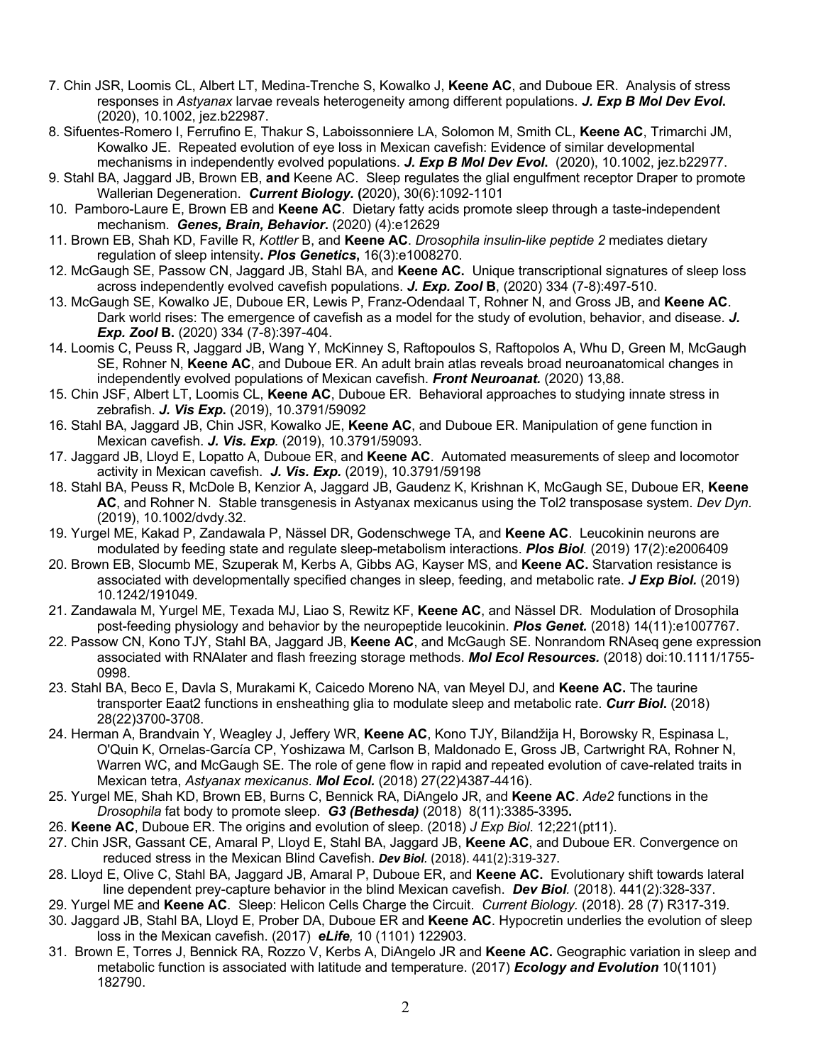7. Chin JSR, Loomis CL, Albert LT, Medina-Trenche S, Kowalko J, **Keene AC**, and Duboue ER. Analysis of stress responses in *Astyanax* larvae reveals heterogeneity among different populations. ***J. Exp B Mol Dev Evol.*** (2020), 10.1002, jez.b22987.
8. Sifuentes-Romero I, Ferrufino E, Thakur S, Laboissonniere LA, Solomon M, Smith CL, **Keene AC**, Trimarchi JM, Kowalko JE. Repeated evolution of eye loss in Mexican cavefish: Evidence of similar developmental mechanisms in independently evolved populations. ***J. Exp B Mol Dev Evol.*** (2020), 10.1002, jez.b22977.
9. Stahl BA, Jaggard JB, Brown EB, **and** Keene AC. Sleep regulates the glial engulfment receptor Draper to promote Wallerian Degeneration. ***Current Biology.*** **(**2020), 30(6):1092-1101
10. Pamboro-Laure E, Brown EB and **Keene AC**. Dietary fatty acids promote sleep through a taste-independent mechanism. ***Genes, Brain, Behavior.*** (2020) (4):e12629
11. Brown EB, Shah KD, Faville R, *Kottler* B, and **Keene AC**. *Drosophila insulin-like peptide 2* mediates dietary regulation of sleep intensity**.** ***Plos Genetics*,** 16(3):e1008270.
12. McGaugh SE, Passow CN, Jaggard JB, Stahl BA, and **Keene AC.** Unique transcriptional signatures of sleep loss across independently evolved cavefish populations. ***J. Exp. Zool* B**, (2020) 334 (7-8):497-510.
13. McGaugh SE, Kowalko JE, Duboue ER, Lewis P, Franz-Odendaal T, Rohner N, and Gross JB, and **Keene AC**. Dark world rises: The emergence of cavefish as a model for the study of evolution, behavior, and disease. ***J. Exp. Zool* B.** (2020) 334 (7-8):397-404.
14. Loomis C, Peuss R, Jaggard JB, Wang Y, McKinney S, Raftopoulos S, Raftopolos A, Whu D, Green M, McGaugh SE, Rohner N, **Keene AC**, and Duboue ER. An adult brain atlas reveals broad neuroanatomical changes in independently evolved populations of Mexican cavefish. ***Front Neuroanat.*** (2020) 13,88.
15. Chin JSF, Albert LT, Loomis CL, **Keene AC**, Duboue ER. Behavioral approaches to studying innate stress in zebrafish. ***J. Vis Exp.*** (2019), 10.3791/59092
16. Stahl BA, Jaggard JB, Chin JSR, Kowalko JE, **Keene AC**, and Duboue ER. Manipulation of gene function in Mexican cavefish. ***J. Vis. Exp.*** (2019), 10.3791/59093.
17. Jaggard JB, Lloyd E, Lopatto A, Duboue ER, and **Keene AC**. Automated measurements of sleep and locomotor activity in Mexican cavefish. ***J. Vis. Exp.*** (2019), 10.3791/59198
18. Stahl BA, Peuss R, McDole B, Kenzior A, Jaggard JB, Gaudenz K, Krishnan K, McGaugh SE, Duboue ER, **Keene AC**, and Rohner N. Stable transgenesis in Astyanax mexicanus using the Tol2 transposase system. *Dev Dyn*. (2019), 10.1002/dvdy.32.
19. Yurgel ME, Kakad P, Zandawala P, Nässel DR, Godenschwege TA, and **Keene AC**. Leucokinin neurons are modulated by feeding state and regulate sleep-metabolism interactions. ***Plos Biol.*** (2019) 17(2):e2006409
20. Brown EB, Slocumb ME, Szuperak M, Kerbs A, Gibbs AG, Kayser MS, and **Keene AC.** Starvation resistance is associated with developmentally specified changes in sleep, feeding, and metabolic rate. ***J Exp Biol.*** (2019) 10.1242/191049.
21. Zandawala M, Yurgel ME, Texada MJ, Liao S, Rewitz KF, **Keene AC**, and Nässel DR. Modulation of Drosophila post-feeding physiology and behavior by the neuropeptide leucokinin. ***Plos Genet.*** (2018) 14(11):e1007767.
22. Passow CN, Kono TJY, Stahl BA, Jaggard JB, **Keene AC**, and McGaugh SE. Nonrandom RNAseq gene expression associated with RNAlater and flash freezing storage methods. ***Mol Ecol Resources.*** (2018) doi:10.1111/1755-0998.
23. Stahl BA, Beco E, Davla S, Murakami K, Caicedo Moreno NA, van Meyel DJ, and **Keene AC.** The taurine transporter Eaat2 functions in ensheathing glia to modulate sleep and metabolic rate. ***Curr Biol.*** (2018) 28(22)3700-3708.
24. Herman A, Brandvain Y, Weagley J, Jeffery WR, **Keene AC**, Kono TJY, Bilandžija H, Borowsky R, Espinasa L, O'Quin K, Ornelas-García CP, Yoshizawa M, Carlson B, Maldonado E, Gross JB, Cartwright RA, Rohner N, Warren WC, and McGaugh SE. The role of gene flow in rapid and repeated evolution of cave-related traits in Mexican tetra, *Astyanax mexicanus*. ***Mol Ecol.*** (2018) 27(22)4387-4416).
25. Yurgel ME, Shah KD, Brown EB, Burns C, Bennick RA, DiAngelo JR, and **Keene AC**. *Ade2* functions in the *Drosophila* fat body to promote sleep. ***G3 (Bethesda)*** (2018) 8(11):3385-3395**.**
26. **Keene AC**, Duboue ER. The origins and evolution of sleep. (2018) *J Exp Biol*. 12;221(pt11).
27. Chin JSR, Gassant CE, Amaral P, Lloyd E, Stahl BA, Jaggard JB, **Keene AC**, and Duboue ER. Convergence on reduced stress in the Mexican Blind Cavefish. ***Dev Biol.*** (2018). 441(2):319-327.
28. Lloyd E, Olive C, Stahl BA, Jaggard JB, Amaral P, Duboue ER, and **Keene AC.** Evolutionary shift towards lateral line dependent prey-capture behavior in the blind Mexican cavefish. ***Dev Biol.*** (2018). 441(2):328-337.
29. Yurgel ME and **Keene AC**. Sleep: Helicon Cells Charge the Circuit. *Current Biology.* (2018). 28 (7) R317-319.
30. Jaggard JB, Stahl BA, Lloyd E, Prober DA, Duboue ER and **Keene AC**. Hypocretin underlies the evolution of sleep loss in the Mexican cavefish. (2017) ***eLife,*** 10 (1101) 122903.
31. Brown E, Torres J, Bennick RA, Rozzo V, Kerbs A, DiAngelo JR and **Keene AC.** Geographic variation in sleep and metabolic function is associated with latitude and temperature. (2017) ***Ecology and Evolution*** 10(1101) 182790.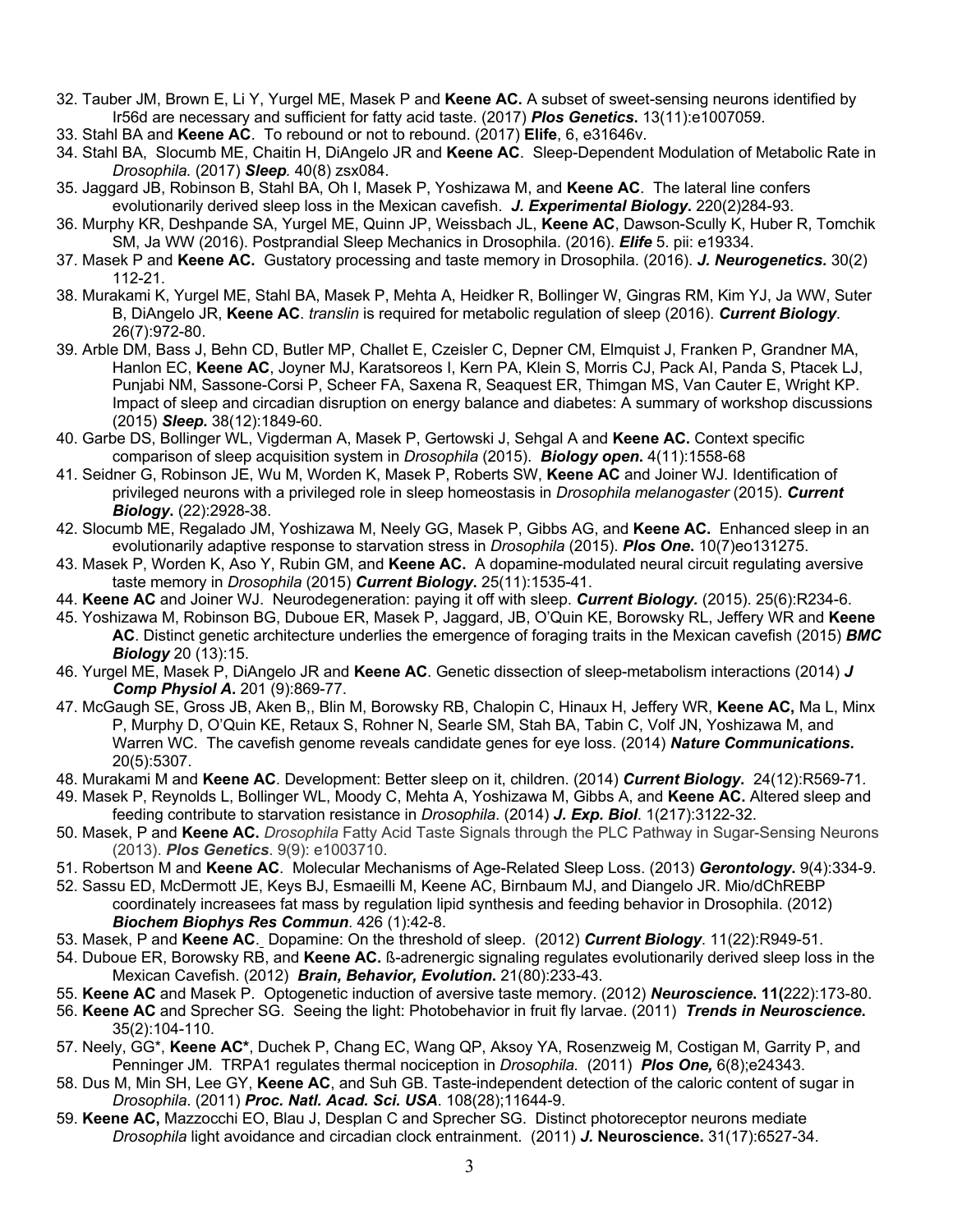32. Tauber JM, Brown E, Li Y, Yurgel ME, Masek P and **Keene AC.** A subset of sweet-sensing neurons identified by Ir56d are necessary and sufficient for fatty acid taste. (2017) ***Plos Genetics.*** 13(11):e1007059.
33. Stahl BA and **Keene AC**. To rebound or not to rebound. (2017) **Elife**, 6, e31646v.
34. Stahl BA, Slocumb ME, Chaitin H, DiAngelo JR and **Keene AC**. Sleep-Dependent Modulation of Metabolic Rate in *Drosophila.* (2017) ***Sleep.*** 40(8) zsx084.
35. Jaggard JB, Robinson B, Stahl BA, Oh I, Masek P, Yoshizawa M, and **Keene AC**. The lateral line confers evolutionarily derived sleep loss in the Mexican cavefish. ***J. Experimental Biology.*** 220(2)284-93.
36. Murphy KR, Deshpande SA, Yurgel ME, Quinn JP, Weissbach JL, **Keene AC**, Dawson-Scully K, Huber R, Tomchik SM, Ja WW (2016). Postprandial Sleep Mechanics in Drosophila. (2016). ***Elife*** 5. pii: e19334.
37. Masek P and **Keene AC.** Gustatory processing and taste memory in Drosophila. (2016). ***J. Neurogenetics.*** 30(2) 112-21.
38. Murakami K, Yurgel ME, Stahl BA, Masek P, Mehta A, Heidker R, Bollinger W, Gingras RM, Kim YJ, Ja WW, Suter B, DiAngelo JR, **Keene AC**. *translin* is required for metabolic regulation of sleep (2016). ***Current Biology***. 26(7):972-80.
39. Arble DM, Bass J, Behn CD, Butler MP, Challet E, Czeisler C, Depner CM, Elmquist J, Franken P, Grandner MA, Hanlon EC, **Keene AC**, Joyner MJ, Karatsoreos I, Kern PA, Klein S, Morris CJ, Pack AI, Panda S, Ptacek LJ, Punjabi NM, Sassone-Corsi P, Scheer FA, Saxena R, Seaquest ER, Thimgan MS, Van Cauter E, Wright KP. Impact of sleep and circadian disruption on energy balance and diabetes: A summary of workshop discussions (2015) ***Sleep.*** 38(12):1849-60.
40. Garbe DS, Bollinger WL, Vigderman A, Masek P, Gertowski J, Sehgal A and **Keene AC.** Context specific comparison of sleep acquisition system in *Drosophila* (2015). ***Biology open.*** 4(11):1558-68
41. Seidner G, Robinson JE, Wu M, Worden K, Masek P, Roberts SW, **Keene AC** and Joiner WJ. Identification of privileged neurons with a privileged role in sleep homeostasis in *Drosophila melanogaster* (2015). ***Current Biology.*** (22):2928-38.
42. Slocumb ME, Regalado JM, Yoshizawa M, Neely GG, Masek P, Gibbs AG, and **Keene AC.** Enhanced sleep in an evolutionarily adaptive response to starvation stress in *Drosophila* (2015). ***Plos One.*** 10(7)eo131275.
43. Masek P, Worden K, Aso Y, Rubin GM, and **Keene AC.** A dopamine-modulated neural circuit regulating aversive taste memory in *Drosophila* (2015) ***Current Biology.*** 25(11):1535-41.
44. **Keene AC** and Joiner WJ. Neurodegeneration: paying it off with sleep. ***Current Biology.*** (2015). 25(6):R234-6.
45. Yoshizawa M, Robinson BG, Duboue ER, Masek P, Jaggard, JB, O'Quin KE, Borowsky RL, Jeffery WR and **Keene AC**. Distinct genetic architecture underlies the emergence of foraging traits in the Mexican cavefish (2015) ***BMC Biology*** 20 (13):15.
46. Yurgel ME, Masek P, DiAngelo JR and **Keene AC**. Genetic dissection of sleep-metabolism interactions (2014) ***J Comp Physiol A.*** 201 (9):869-77.
47. McGaugh SE, Gross JB, Aken B,, Blin M, Borowsky RB, Chalopin C, Hinaux H, Jeffery WR, **Keene AC,** Ma L, Minx P, Murphy D, O'Quin KE, Retaux S, Rohner N, Searle SM, Stah BA, Tabin C, Volf JN, Yoshizawa M, and Warren WC. The cavefish genome reveals candidate genes for eye loss. (2014) ***Nature Communications.*** 20(5):5307.
48. Murakami M and **Keene AC**. Development: Better sleep on it, children. (2014) ***Current Biology.*** 24(12):R569-71.
49. Masek P, Reynolds L, Bollinger WL, Moody C, Mehta A, Yoshizawa M, Gibbs A, and **Keene AC.** Altered sleep and feeding contribute to starvation resistance in *Drosophila*. (2014) ***J. Exp. Biol***. 1(217):3122-32.
50. Masek, P and **Keene AC.** *Drosophila* Fatty Acid Taste Signals through the PLC Pathway in Sugar-Sensing Neurons (2013). ***Plos Genetics***. 9(9): e1003710.
51. Robertson M and **Keene AC**. Molecular Mechanisms of Age-Related Sleep Loss. (2013) ***Gerontology.*** 9(4):334-9.
52. Sassu ED, McDermott JE, Keys BJ, Esmaeilli M, Keene AC, Birnbaum MJ, and Diangelo JR. Mio/dChREBP coordinately increasees fat mass by regulation lipid synthesis and feeding behavior in Drosophila. (2012) ***Biochem Biophys Res Commun***. 426 (1):42-8.
53. Masek, P and **Keene AC**. Dopamine: On the threshold of sleep. (2012) ***Current Biology***. 11(22):R949-51.
54. Duboue ER, Borowsky RB, and **Keene AC.** ß-adrenergic signaling regulates evolutionarily derived sleep loss in the Mexican Cavefish. (2012) ***Brain, Behavior, Evolution.*** 21(80):233-43.
55. **Keene AC** and Masek P. Optogenetic induction of aversive taste memory. (2012) ***Neuroscience.*** **11(**222):173-80.
56. **Keene AC** and Sprecher SG. Seeing the light: Photobehavior in fruit fly larvae. (2011) ***Trends in Neuroscience.*** 35(2):104-110.
57. Neely, GG*, **Keene AC***, Duchek P, Chang EC, Wang QP, Aksoy YA, Rosenzweig M, Costigan M, Garrity P, and Penninger JM. TRPA1 regulates thermal nociception in *Drosophila.* (2011) ***Plos One,*** 6(8);e24343.
58. Dus M, Min SH, Lee GY, **Keene AC**, and Suh GB. Taste-independent detection of the caloric content of sugar in *Drosophila*. (2011) ***Proc. Natl. Acad. Sci. USA***. 108(28);11644-9.
59. **Keene AC,** Mazzocchi EO, Blau J, Desplan C and Sprecher SG. Distinct photoreceptor neurons mediate *Drosophila* light avoidance and circadian clock entrainment. (2011) ***J.*** **Neuroscience.** 31(17):6527-34.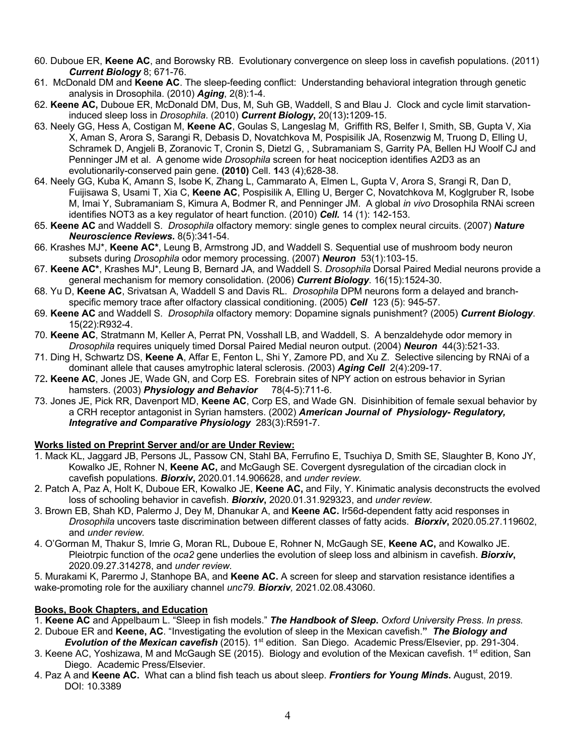60. Duboue ER, **Keene AC**, and Borowsky RB. Evolutionary convergence on sleep loss in cavefish populations. (2011) ***Current Biology*** 8; 671-76.
61. McDonald DM and **Keene AC**. The sleep-feeding conflict: Understanding behavioral integration through genetic analysis in Drosophila. (2010) ***Aging***, 2(8):1-4.
62. **Keene AC,** Duboue ER, McDonald DM, Dus, M, Suh GB, Waddell, S and Blau J. Clock and cycle limit starvation-induced sleep loss in *Drosophila*. (2010) ***Current Biology*****,** 20(13)**:**1209-15.
63. Neely GG, Hess A, Costigan M, **Keene AC**, Goulas S, Langeslag M, Griffith RS, Belfer I, Smith, SB, Gupta V, Xia X, Aman S, Arora S, Sarangi R, Debasis D, Novatchkova M, Pospisilik JA, Rosenzwig M, Truong D, Elling U, Schramek D, Angjeli B, Zoranovic T, Cronin S, Dietzl G, , Subramaniam S, Garrity PA, Bellen HJ Woolf CJ and Penninger JM et al. A genome wide *Drosophila* screen for heat nociception identifies A2D3 as an evolutionarily-conserved pain gene. **(2010)** Cell. **1**43 (4);628-38.
64. Neely GG, Kuba K, Amann S, Isobe K, Zhang L, Cammarato A, Elmen L, Gupta V, Arora S, Srangi R, Dan D, Fuijisawa S, Usami T, Xia C, **Keene AC**, Pospisilik A, Elling U, Berger C, Novatchkova M, Koglgruber R, Isobe M, Imai Y, Subramaniam S, Kimura A, Bodmer R, and Penninger JM. A global *in vivo* Drosophila RNAi screen identifies NOT3 as a key regulator of heart function. (2010) ***Cell.*** 14 (1): 142-153.
65. **Keene AC** and Waddell S. *Drosophila* olfactory memory: single genes to complex neural circuits. (2007) ***Nature Neuroscience Reviews***. 8(5):341-54.
66. Krashes MJ*, **Keene AC***, Leung B, Armstrong JD, and Waddell S. Sequential use of mushroom body neuron subsets during *Drosophila* odor memory processing. (2007) ***Neuron*** 53(1):103-15.
67. **Keene AC***, Krashes MJ*, Leung B, Bernard JA, and Waddell S. *Drosophila* Dorsal Paired Medial neurons provide a general mechanism for memory consolidation. (2006) ***Current Biology***. 16(15):1524-30.
68. Yu D, **Keene AC**, Srivatsan A, Waddell S and Davis RL. *Drosophila* DPM neurons form a delayed and branch-specific memory trace after olfactory classical conditioning. (2005) ***Cell*** 123 (5): 945-57.
69. **Keene AC** and Waddell S. *Drosophila* olfactory memory: Dopamine signals punishment? (2005) ***Current Biology***. 15(22):R932-4.
70. **Keene AC**, Stratmann M, Keller A, Perrat PN, Vosshall LB, and Waddell, S. A benzaldehyde odor memory in *Drosophila* requires uniquely timed Dorsal Paired Medial neuron output. (2004) ***Neuron*** 44(3):521-33.
71. Ding H, Schwartz DS, **Keene A**, Affar E, Fenton L, Shi Y, Zamore PD, and Xu Z. Selective silencing by RNAi of a dominant allele that causes amytrophic lateral sclerosis. *(*2003) ***Aging Cell*** 2(4):209-17.
72**. Keene AC**, Jones JE, Wade GN, and Corp ES. Forebrain sites of NPY action on estrous behavior in Syrian hamsters. (2003) ***Physiology and Behavior*** 78(4-5):711-6.
73. Jones JE, Pick RR, Davenport MD, **Keene AC**, Corp ES, and Wade GN. Disinhibition of female sexual behavior by a CRH receptor antagonist in Syrian hamsters. (2002) ***American Journal of Physiology- Regulatory, Integrative and Comparative Physiology*** 283(3):R591-7.

**Works listed on Preprint Server and/or are Under Review:**

1. Mack KL, Jaggard JB, Persons JL, Passow CN, Stahl BA, Ferrufino E, Tsuchiya D, Smith SE, Slaughter B, Kono JY, Kowalko JE, Rohner N, **Keene AC,** and McGaugh SE. Covergent dysregulation of the circadian clock in cavefish populations. ***Biorxiv*****,** 2020.01.14.906628, and *under review.*
2. Patch A, Paz A, Holt K, Duboue ER, Kowalko JE, **Keene AC,** and Fily, Y. Kinimatic analysis deconstructs the evolved loss of schooling behavior in cavefish. ***Biorxiv*****,** 2020.01.31.929323, and *under review.*
3. Brown EB, Shah KD, Palermo J, Dey M, Dhanukar A, and **Keene AC.** Ir56d-dependent fatty acid responses in *Drosophila* uncovers taste discrimination between different classes of fatty acids. ***Biorxiv*****,** 2020.05.27.119602, and *under review.*
4. O'Gorman M, Thakur S, Imrie G, Moran RL, Duboue E, Rohner N, McGaugh SE, **Keene AC,** and Kowalko JE. Pleiotrpic function of the *oca2* gene underlies the evolution of sleep loss and albinism in cavefish. ***Biorxiv*****,** 2020.09.27.314278, and *under review.*
5. Murakami K, Parermo J, Stanhope BA, and **Keene AC.** A screen for sleep and starvation resistance identifies a wake-promoting role for the auxiliary channel *unc79.* ***Biorxiv****,* 2021.02.08.43060.

**Books, Book Chapters, and Education**

1. **Keene AC** and Appelbaum L. "Sleep in fish models." ***The Handbook of Sleep.*** *Oxford University Press. In press.*
2. Duboue ER and **Keene, AC**. "Investigating the evolution of sleep in the Mexican cavefish.**"** ***The Biology and Evolution of the Mexican cavefish*** (2015). 1st edition. San Diego. Academic Press/Elsevier, pp. 291-304.
3. Keene AC, Yoshizawa, M and McGaugh SE (2015). Biology and evolution of the Mexican cavefish. 1st edition, San Diego. Academic Press/Elsevier.
4. Paz A and **Keene AC.** What can a blind fish teach us about sleep. ***Frontiers for Young Minds.*** August, 2019. DOI: 10.3389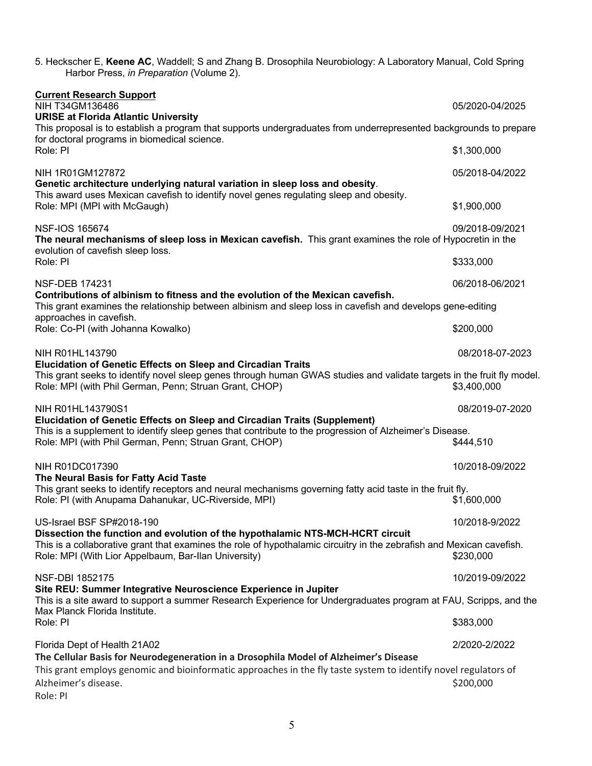5. Heckscher E, **Keene AC**, Waddell; S and Zhang B. Drosophila Neurobiology: A Laboratory Manual, Cold Spring Harbor Press, *in Preparation* (Volume 2).

**Current Research Support**

NIH T34GM136486 05/2020-04/2025
**URISE at Florida Atlantic University**
This proposal is to establish a program that supports undergraduates from underrepresented backgrounds to prepare for doctoral programs in biomedical science.
Role: PI $1,300,000

NIH 1R01GM127872 05/2018-04/2022
**Genetic architecture underlying natural variation in sleep loss and obesity**.
This award uses Mexican cavefish to identify novel genes regulating sleep and obesity.
Role: MPI (MPI with McGaugh) $1,900,000

NSF-IOS 165674 09/2018-09/2021
**The neural mechanisms of sleep loss in Mexican cavefish.** This grant examines the role of Hypocretin in the evolution of cavefish sleep loss.
Role: PI $333,000

NSF-DEB 174231 06/2018-06/2021
**Contributions of albinism to fitness and the evolution of the Mexican cavefish.**
This grant examines the relationship between albinism and sleep loss in cavefish and develops gene-editing approaches in cavefish.
Role: Co-PI (with Johanna Kowalko) $200,000

NIH R01HL143790 08/2018-07-2023
**Elucidation of Genetic Effects on Sleep and Circadian Traits**
This grant seeks to identify novel sleep genes through human GWAS studies and validate targets in the fruit fly model.
Role: MPI (with Phil German, Penn; Struan Grant, CHOP) $3,400,000

NIH R01HL143790S1 08/2019-07-2020
**Elucidation of Genetic Effects on Sleep and Circadian Traits (Supplement)**
This is a supplement to identify sleep genes that contribute to the progression of Alzheimer's Disease.
Role: MPI (with Phil German, Penn; Struan Grant, CHOP) $444,510

NIH R01DC017390 10/2018-09/2022
**The Neural Basis for Fatty Acid Taste**
This grant seeks to identify receptors and neural mechanisms governing fatty acid taste in the fruit fly.
Role: PI (with Anupama Dahanukar, UC-Riverside, MPI) $1,600,000

US-Israel BSF SP#2018-190 10/2018-9/2022
**Dissection the function and evolution of the hypothalamic NTS-MCH-HCRT circuit**
This is a collaborative grant that examines the role of hypothalamic circuitry in the zebrafish and Mexican cavefish.
Role: MPI (With Lior Appelbaum, Bar-Ilan University) $230,000

NSF-DBI 1852175 10/2019-09/2022
**Site REU: Summer Integrative Neuroscience Experience in Jupiter**
This is a site award to support a summer Research Experience for Undergraduates program at FAU, Scripps, and the Max Planck Florida Institute.
Role: PI $383,000

Florida Dept of Health 21A02 2/2020-2/2022
**The Cellular Basis for Neurodegeneration in a Drosophila Model of Alzheimer's Disease**
This grant employs genomic and bioinformatic approaches in the fly taste system to identify novel regulators of Alzheimer's disease. $200,000
Role: PI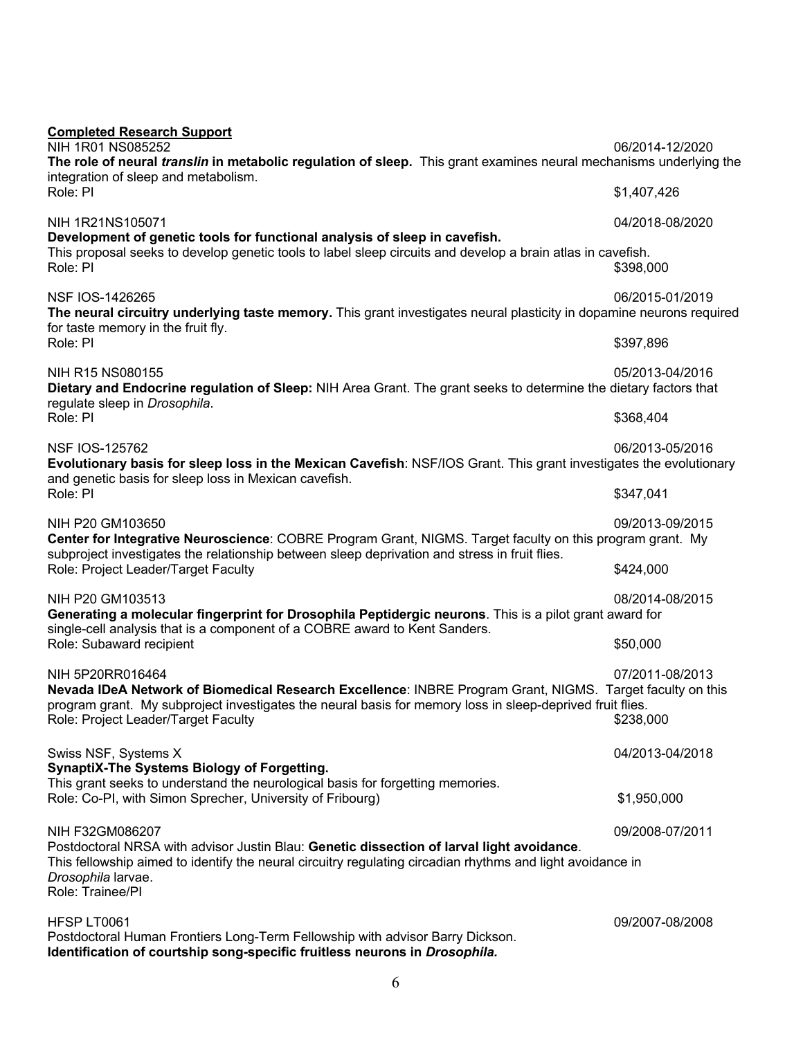**<u>Completed Research Support</u>**

NIH 1R01 NS085252 06/2014-12/2020
**The role of neural *translin* in metabolic regulation of sleep.** This grant examines neural mechanisms underlying the integration of sleep and metabolism.
Role: PI $1,407,426

NIH 1R21NS105071 04/2018-08/2020
**Development of genetic tools for functional analysis of sleep in cavefish.**
This proposal seeks to develop genetic tools to label sleep circuits and develop a brain atlas in cavefish.
Role: PI $398,000

NSF IOS-1426265 06/2015-01/2019
**The neural circuitry underlying taste memory.** This grant investigates neural plasticity in dopamine neurons required for taste memory in the fruit fly.
Role: PI $397,896

NIH R15 NS080155 05/2013-04/2016
**Dietary and Endocrine regulation of Sleep:** NIH Area Grant. The grant seeks to determine the dietary factors that regulate sleep in *Drosophila*.
Role: PI $368,404

NSF IOS-125762 06/2013-05/2016
**Evolutionary basis for sleep loss in the Mexican Cavefish**: NSF/IOS Grant. This grant investigates the evolutionary and genetic basis for sleep loss in Mexican cavefish.
Role: PI $347,041

NIH P20 GM103650 09/2013-09/2015
**Center for Integrative Neuroscience**: COBRE Program Grant, NIGMS. Target faculty on this program grant. My subproject investigates the relationship between sleep deprivation and stress in fruit flies.
Role: Project Leader/Target Faculty $424,000

NIH P20 GM103513 08/2014-08/2015
**Generating a molecular fingerprint for Drosophila Peptidergic neurons**. This is a pilot grant award for single-cell analysis that is a component of a COBRE award to Kent Sanders.
Role: Subaward recipient $50,000

NIH 5P20RR016464 07/2011-08/2013
**Nevada IDeA Network of Biomedical Research Excellence**: INBRE Program Grant, NIGMS. Target faculty on this program grant. My subproject investigates the neural basis for memory loss in sleep-deprived fruit flies.
Role: Project Leader/Target Faculty $238,000

Swiss NSF, Systems X 04/2013-04/2018
**SynaptiX-The Systems Biology of Forgetting.**
This grant seeks to understand the neurological basis for forgetting memories.
Role: Co-PI, with Simon Sprecher, University of Fribourg) $1,950,000

NIH F32GM086207 09/2008-07/2011
Postdoctoral NRSA with advisor Justin Blau: **Genetic dissection of larval light avoidance**.
This fellowship aimed to identify the neural circuitry regulating circadian rhythms and light avoidance in *Drosophila* larvae.
Role: Trainee/PI

HFSP LT0061 09/2007-08/2008
Postdoctoral Human Frontiers Long-Term Fellowship with advisor Barry Dickson.
**Identification of courtship song-specific fruitless neurons in *Drosophila.***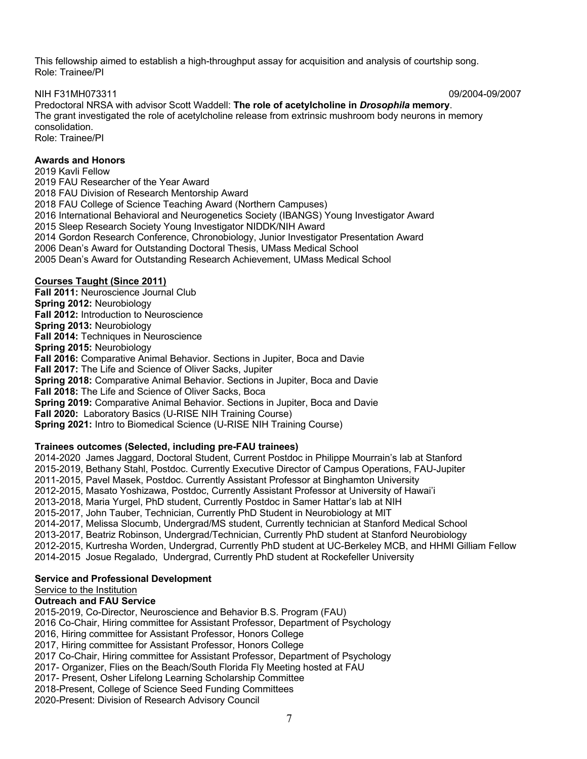This fellowship aimed to establish a high-throughput assay for acquisition and analysis of courtship song.
Role: Trainee/PI

NIH F31MH073311 09/2004-09/2007
Predoctoral NRSA with advisor Scott Waddell: **The role of acetylcholine in *Drosophila* memory**.
The grant investigated the role of acetylcholine release from extrinsic mushroom body neurons in memory consolidation.
Role: Trainee/PI

**Awards and Honors**

2019 Kavli Fellow
2019 FAU Researcher of the Year Award
2018 FAU Division of Research Mentorship Award
2018 FAU College of Science Teaching Award (Northern Campuses)
2016 International Behavioral and Neurogenetics Society (IBANGS) Young Investigator Award
2015 Sleep Research Society Young Investigator NIDDK/NIH Award
2014 Gordon Research Conference, Chronobiology, Junior Investigator Presentation Award
2006 Dean's Award for Outstanding Doctoral Thesis, UMass Medical School
2005 Dean's Award for Outstanding Research Achievement, UMass Medical School

**Courses Taught (Since 2011)**

**Fall 2011:** Neuroscience Journal Club
**Spring 2012:** Neurobiology
**Fall 2012:** Introduction to Neuroscience
**Spring 2013:** Neurobiology
**Fall 2014:** Techniques in Neuroscience
**Spring 2015:** Neurobiology
**Fall 2016:** Comparative Animal Behavior. Sections in Jupiter, Boca and Davie
**Fall 2017:** The Life and Science of Oliver Sacks, Jupiter
**Spring 2018:** Comparative Animal Behavior. Sections in Jupiter, Boca and Davie
**Fall 2018:** The Life and Science of Oliver Sacks, Boca
**Spring 2019:** Comparative Animal Behavior. Sections in Jupiter, Boca and Davie
**Fall 2020:** Laboratory Basics (U-RISE NIH Training Course)
**Spring 2021:** Intro to Biomedical Science (U-RISE NIH Training Course)

**Trainees outcomes (Selected, including pre-FAU trainees)**

2014-2020 James Jaggard, Doctoral Student, Current Postdoc in Philippe Mourrain's lab at Stanford
2015-2019, Bethany Stahl, Postdoc. Currently Executive Director of Campus Operations, FAU-Jupiter
2011-2015, Pavel Masek, Postdoc. Currently Assistant Professor at Binghamton University
2012-2015, Masato Yoshizawa, Postdoc, Currently Assistant Professor at University of Hawai'i
2013-2018, Maria Yurgel, PhD student, Currently Postdoc in Samer Hattar's lab at NIH
2015-2017, John Tauber, Technician, Currently PhD Student in Neurobiology at MIT
2014-2017, Melissa Slocumb, Undergrad/MS student, Currently technician at Stanford Medical School
2013-2017, Beatriz Robinson, Undergrad/Technician, Currently PhD student at Stanford Neurobiology
2012-2015, Kurtresha Worden, Undergrad, Currently PhD student at UC-Berkeley MCB, and HHMI Gilliam Fellow
2014-2015 Josue Regalado, Undergrad, Currently PhD student at Rockefeller University

**Service and Professional Development**

Service to the Institution

**Outreach and FAU Service**

2015-2019, Co-Director, Neuroscience and Behavior B.S. Program (FAU)
2016 Co-Chair, Hiring committee for Assistant Professor, Department of Psychology
2016, Hiring committee for Assistant Professor, Honors College
2017, Hiring committee for Assistant Professor, Honors College
2017 Co-Chair, Hiring committee for Assistant Professor, Department of Psychology
2017- Organizer, Flies on the Beach/South Florida Fly Meeting hosted at FAU
2017- Present, Osher Lifelong Learning Scholarship Committee
2018-Present, College of Science Seed Funding Committees
2020-Present: Division of Research Advisory Council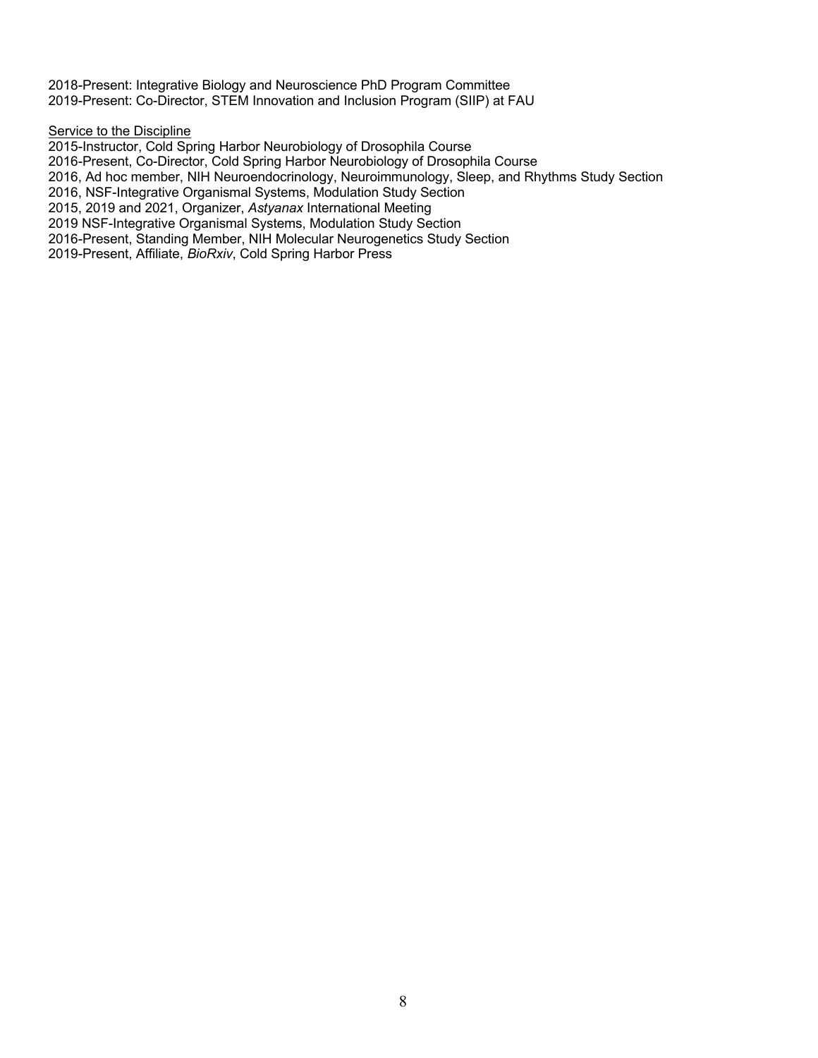2018-Present: Integrative Biology and Neuroscience PhD Program Committee
2019-Present: Co-Director, STEM Innovation and Inclusion Program (SIIP) at FAU

<u>Service to the Discipline</u>

2015-Instructor, Cold Spring Harbor Neurobiology of Drosophila Course
2016-Present, Co-Director, Cold Spring Harbor Neurobiology of Drosophila Course
2016, Ad hoc member, NIH Neuroendocrinology, Neuroimmunology, Sleep, and Rhythms Study Section
2016, NSF-Integrative Organismal Systems, Modulation Study Section
2015, 2019 and 2021, Organizer, *Astyanax* International Meeting
2019 NSF-Integrative Organismal Systems, Modulation Study Section
2016-Present, Standing Member, NIH Molecular Neurogenetics Study Section
2019-Present, Affiliate, *BioRxiv*, Cold Spring Harbor Press